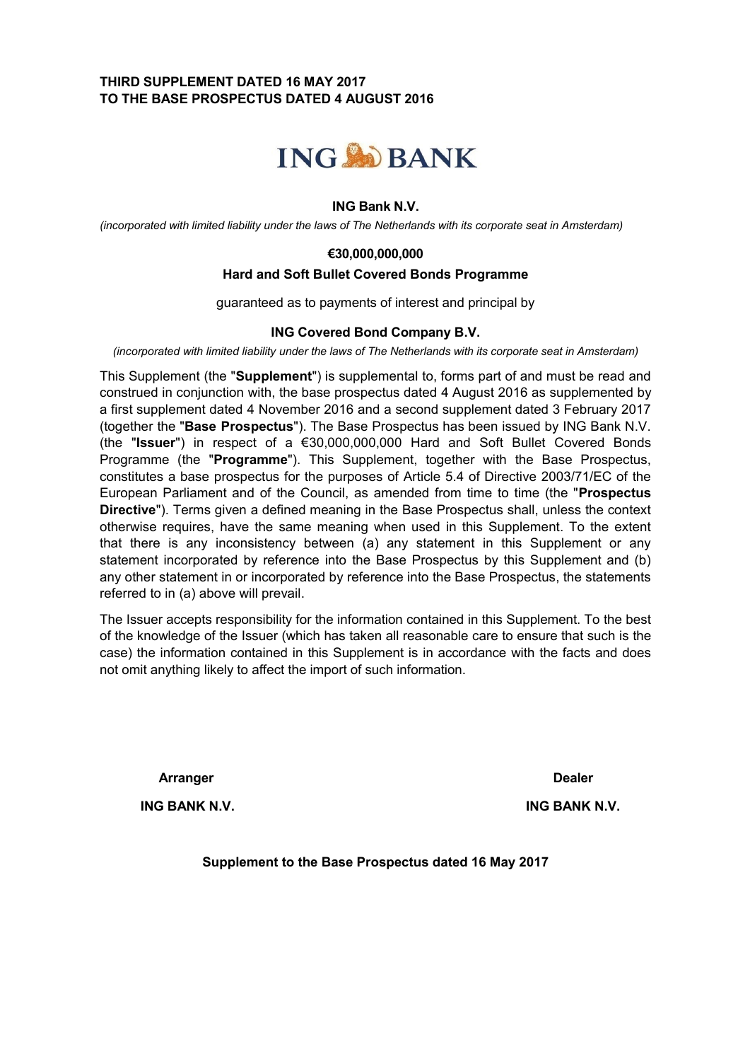**THIRD SUPPLEMENT DATED 16 MAY 2017**
**TO THE BASE PROSPECTUS DATED 4 AUGUST 2016**

ING BANK

**ING Bank N.V.**

*(incorporated with limited liability under the laws of The Netherlands with its corporate seat in Amsterdam)*

**€30,000,000,000**

**Hard and Soft Bullet Covered Bonds Programme**

guaranteed as to payments of interest and principal by

**ING Covered Bond Company B.V.**

*(incorporated with limited liability under the laws of The Netherlands with its corporate seat in Amsterdam)*

This Supplement (the "**Supplement**") is supplemental to, forms part of and must be read and construed in conjunction with, the base prospectus dated 4 August 2016 as supplemented by a first supplement dated 4 November 2016 and a second supplement dated 3 February 2017 (together the "**Base Prospectus**"). The Base Prospectus has been issued by ING Bank N.V. (the "**Issuer**") in respect of a €30,000,000,000 Hard and Soft Bullet Covered Bonds Programme (the "**Programme**"). This Supplement, together with the Base Prospectus, constitutes a base prospectus for the purposes of Article 5.4 of Directive 2003/71/EC of the European Parliament and of the Council, as amended from time to time (the "**Prospectus Directive**"). Terms given a defined meaning in the Base Prospectus shall, unless the context otherwise requires, have the same meaning when used in this Supplement. To the extent that there is any inconsistency between (a) any statement in this Supplement or any statement incorporated by reference into the Base Prospectus by this Supplement and (b) any other statement in or incorporated by reference into the Base Prospectus, the statements referred to in (a) above will prevail.

The Issuer accepts responsibility for the information contained in this Supplement. To the best of the knowledge of the Issuer (which has taken all reasonable care to ensure that such is the case) the information contained in this Supplement is in accordance with the facts and does not omit anything likely to affect the import of such information.

| **Arranger** | **Dealer** |
| --- | --- |
| **ING BANK N.V.** | **ING BANK N.V.** |

**Supplement to the Base Prospectus dated 16 May 2017**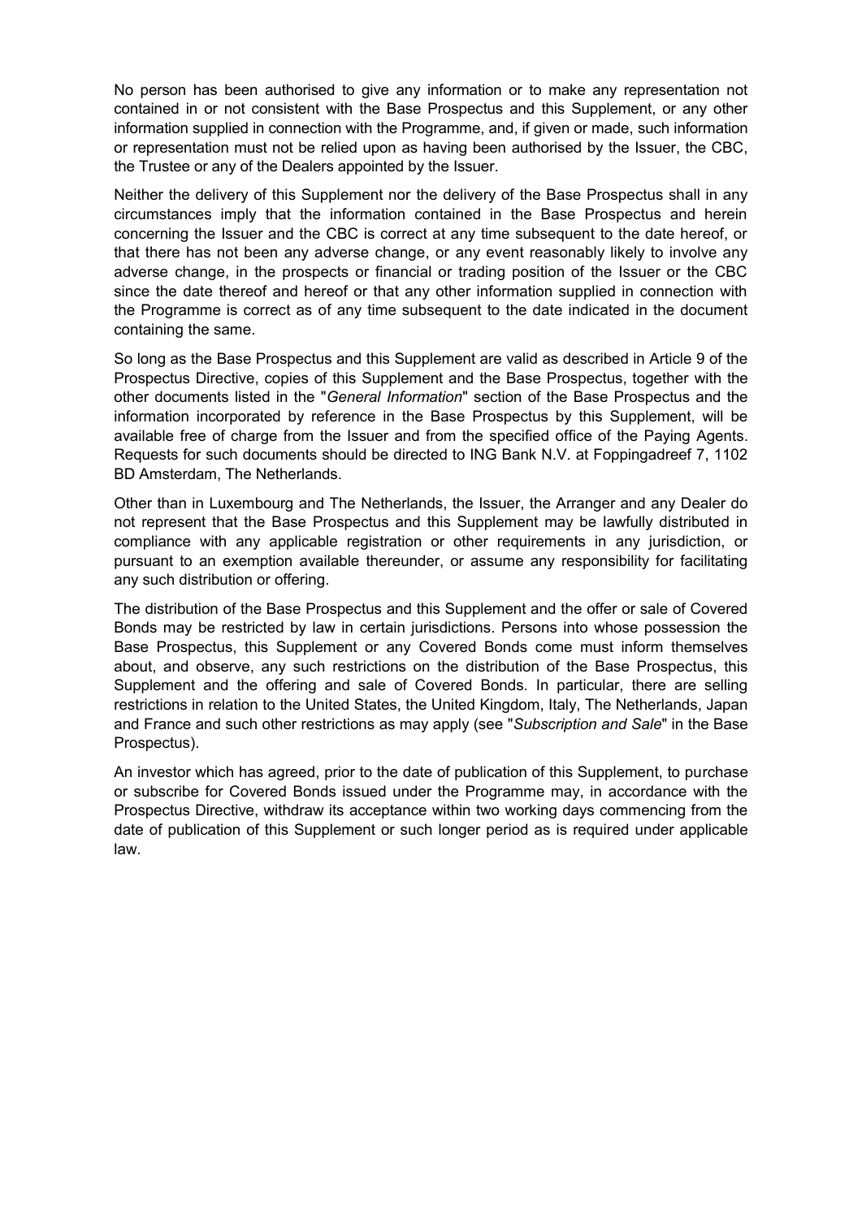No person has been authorised to give any information or to make any representation not contained in or not consistent with the Base Prospectus and this Supplement, or any other information supplied in connection with the Programme, and, if given or made, such information or representation must not be relied upon as having been authorised by the Issuer, the CBC, the Trustee or any of the Dealers appointed by the Issuer.

Neither the delivery of this Supplement nor the delivery of the Base Prospectus shall in any circumstances imply that the information contained in the Base Prospectus and herein concerning the Issuer and the CBC is correct at any time subsequent to the date hereof, or that there has not been any adverse change, or any event reasonably likely to involve any adverse change, in the prospects or financial or trading position of the Issuer or the CBC since the date thereof and hereof or that any other information supplied in connection with the Programme is correct as of any time subsequent to the date indicated in the document containing the same.

So long as the Base Prospectus and this Supplement are valid as described in Article 9 of the Prospectus Directive, copies of this Supplement and the Base Prospectus, together with the other documents listed in the "*General Information*" section of the Base Prospectus and the information incorporated by reference in the Base Prospectus by this Supplement, will be available free of charge from the Issuer and from the specified office of the Paying Agents. Requests for such documents should be directed to ING Bank N.V. at Foppingadreef 7, 1102 BD Amsterdam, The Netherlands.

Other than in Luxembourg and The Netherlands, the Issuer, the Arranger and any Dealer do not represent that the Base Prospectus and this Supplement may be lawfully distributed in compliance with any applicable registration or other requirements in any jurisdiction, or pursuant to an exemption available thereunder, or assume any responsibility for facilitating any such distribution or offering.

The distribution of the Base Prospectus and this Supplement and the offer or sale of Covered Bonds may be restricted by law in certain jurisdictions. Persons into whose possession the Base Prospectus, this Supplement or any Covered Bonds come must inform themselves about, and observe, any such restrictions on the distribution of the Base Prospectus, this Supplement and the offering and sale of Covered Bonds. In particular, there are selling restrictions in relation to the United States, the United Kingdom, Italy, The Netherlands, Japan and France and such other restrictions as may apply (see "*Subscription and Sale*" in the Base Prospectus).

An investor which has agreed, prior to the date of publication of this Supplement, to purchase or subscribe for Covered Bonds issued under the Programme may, in accordance with the Prospectus Directive, withdraw its acceptance within two working days commencing from the date of publication of this Supplement or such longer period as is required under applicable law.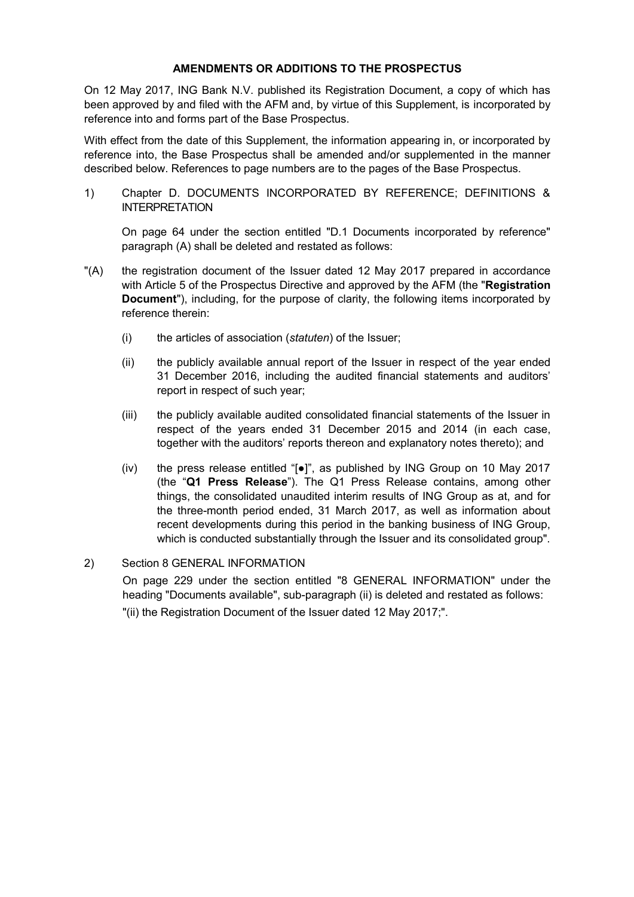**AMENDMENTS OR ADDITIONS TO THE PROSPECTUS**

On 12 May 2017, ING Bank N.V. published its Registration Document, a copy of which has been approved by and filed with the AFM and, by virtue of this Supplement, is incorporated by reference into and forms part of the Base Prospectus.

With effect from the date of this Supplement, the information appearing in, or incorporated by reference into, the Base Prospectus shall be amended and/or supplemented in the manner described below. References to page numbers are to the pages of the Base Prospectus.

1) Chapter D. DOCUMENTS INCORPORATED BY REFERENCE; DEFINITIONS & INTERPRETATION

On page 64 under the section entitled "D.1 Documents incorporated by reference" paragraph (A) shall be deleted and restated as follows:

"(A) the registration document of the Issuer dated 12 May 2017 prepared in accordance with Article 5 of the Prospectus Directive and approved by the AFM (the "**Registration Document**"), including, for the purpose of clarity, the following items incorporated by reference therein:

(i) the articles of association (*statuten*) of the Issuer;

(ii) the publicly available annual report of the Issuer in respect of the year ended 31 December 2016, including the audited financial statements and auditors' report in respect of such year;

(iii) the publicly available audited consolidated financial statements of the Issuer in respect of the years ended 31 December 2015 and 2014 (in each case, together with the auditors' reports thereon and explanatory notes thereto); and

(iv) the press release entitled "[●]", as published by ING Group on 10 May 2017 (the "**Q1 Press Release**"). The Q1 Press Release contains, among other things, the consolidated unaudited interim results of ING Group as at, and for the three-month period ended, 31 March 2017, as well as information about recent developments during this period in the banking business of ING Group, which is conducted substantially through the Issuer and its consolidated group".

2) Section 8 GENERAL INFORMATION

On page 229 under the section entitled "8 GENERAL INFORMATION" under the heading "Documents available", sub-paragraph (ii) is deleted and restated as follows:

"(ii) the Registration Document of the Issuer dated 12 May 2017;".